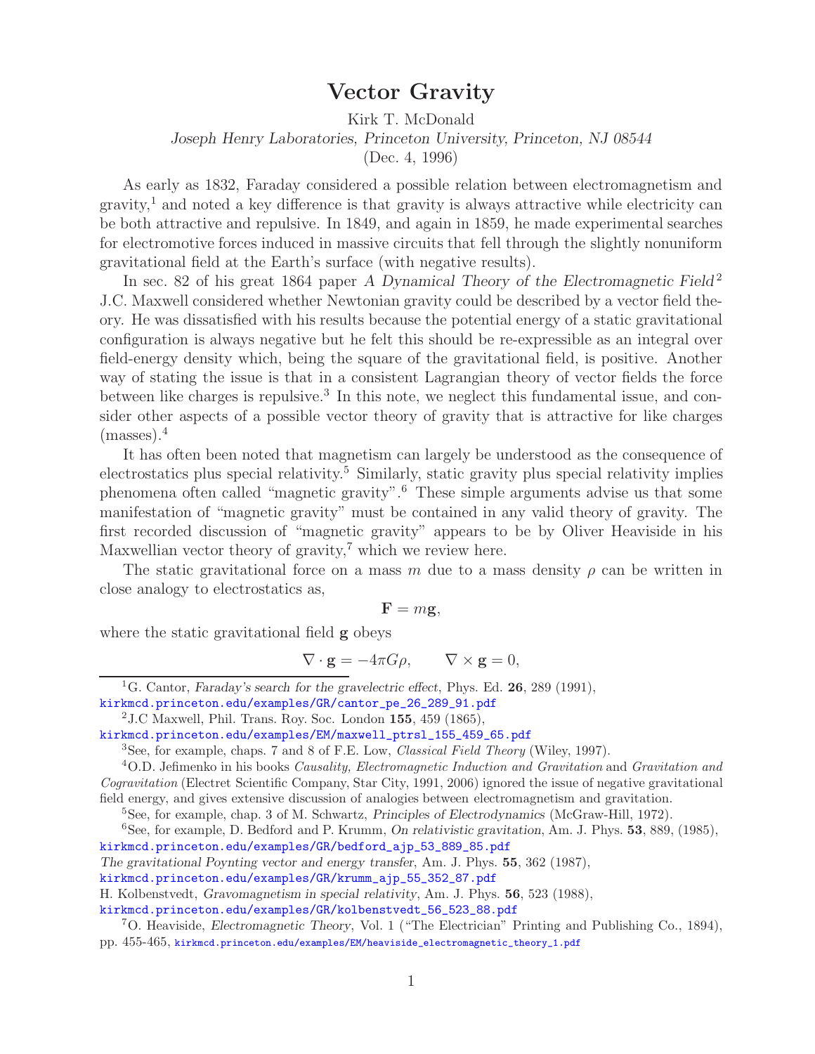# Vector Gravity

Kirk T. McDonald

*Joseph Henry Laboratories, Princeton University, Princeton, NJ 08544*

(Dec. 4, 1996)

As early as 1832, Faraday considered a possible relation between electromagnetism and gravity,[1] and noted a key difference is that gravity is always attractive while electricity can be both attractive and repulsive. In 1849, and again in 1859, he made experimental searches for electromotive forces induced in massive circuits that fell through the slightly nonuniform gravitational field at the Earth's surface (with negative results).

In sec. 82 of his great 1864 paper *A Dynamical Theory of the Electromagnetic Field*[2] J.C. Maxwell considered whether Newtonian gravity could be described by a vector field theory. He was dissatisfied with his results because the potential energy of a static gravitational configuration is always negative but he felt this should be re-expressible as an integral over field-energy density which, being the square of the gravitational field, is positive. Another way of stating the issue is that in a consistent Lagrangian theory of vector fields the force between like charges is repulsive.[3] In this note, we neglect this fundamental issue, and consider other aspects of a possible vector theory of gravity that is attractive for like charges (masses).[4]

It has often been noted that magnetism can largely be understood as the consequence of electrostatics plus special relativity.[5] Similarly, static gravity plus special relativity implies phenomena often called "magnetic gravity".[6] These simple arguments advise us that some manifestation of "magnetic gravity" must be contained in any valid theory of gravity. The first recorded discussion of "magnetic gravity" appears to be by Oliver Heaviside in his Maxwellian vector theory of gravity,[7] which we review here.

The static gravitational force on a mass $m$ due to a mass density $\rho$ can be written in close analogy to electrostatics as,

$$\mathbf{F} = m\mathbf{g},$$

where the static gravitational field $\mathbf{g}$ obeys

$$\nabla \cdot \mathbf{g} = -4\pi G\rho, \qquad \nabla \times \mathbf{g} = 0,$$

---

[1] G. Cantor, *Faraday's search for the gravelectric effect*, Phys. Ed. **26**, 289 (1991), kirkmcd.princeton.edu/examples/GR/cantor_pe_26_289_91.pdf

[2] J.C Maxwell, Phil. Trans. Roy. Soc. London **155**, 459 (1865), kirkmcd.princeton.edu/examples/EM/maxwell_ptrsl_155_459_65.pdf

[3] See, for example, chaps. 7 and 8 of F.E. Low, *Classical Field Theory* (Wiley, 1997).

[4] O.D. Jefimenko in his books *Causality, Electromagnetic Induction and Gravitation* and *Gravitation and Cogravitation* (Electret Scientific Company, Star City, 1991, 2006) ignored the issue of negative gravitational field energy, and gives extensive discussion of analogies between electromagnetism and gravitation.

[5] See, for example, chap. 3 of M. Schwartz, *Principles of Electrodynamics* (McGraw-Hill, 1972).

[6] See, for example, D. Bedford and P. Krumm, *On relativistic gravitation*, Am. J. Phys. **53**, 889, (1985), kirkmcd.princeton.edu/examples/GR/bedford_ajp_53_889_85.pdf
*The gravitational Poynting vector and energy transfer*, Am. J. Phys. **55**, 362 (1987), kirkmcd.princeton.edu/examples/GR/krumm_ajp_55_352_87.pdf
H. Kolbenstvedt, *Gravomagnetism in special relativity*, Am. J. Phys. **56**, 523 (1988), kirkmcd.princeton.edu/examples/GR/kolbenstvedt_56_523_88.pdf

[7] O. Heaviside, *Electromagnetic Theory*, Vol. 1 ("The Electrician" Printing and Publishing Co., 1894), pp. 455-465, kirkmcd.princeton.edu/examples/EM/heaviside_electromagnetic_theory_1.pdf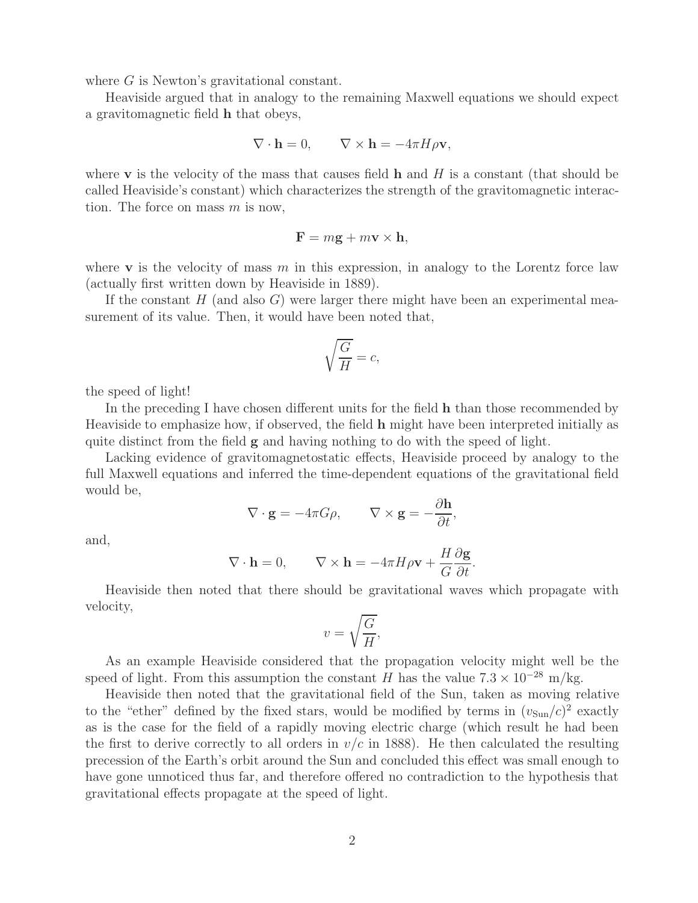where $G$ is Newton's gravitational constant.

Heaviside argued that in analogy to the remaining Maxwell equations we should expect a gravitomagnetic field $\mathbf{h}$ that obeys,

$$\nabla \cdot \mathbf{h} = 0, \qquad \nabla \times \mathbf{h} = -4\pi H \rho \mathbf{v},$$

where $\mathbf{v}$ is the velocity of the mass that causes field $\mathbf{h}$ and $H$ is a constant (that should be called Heaviside's constant) which characterizes the strength of the gravitomagnetic interaction. The force on mass $m$ is now,

$$\mathbf{F} = m\mathbf{g} + m\mathbf{v} \times \mathbf{h},$$

where $\mathbf{v}$ is the velocity of mass $m$ in this expression, in analogy to the Lorentz force law (actually first written down by Heaviside in 1889).

If the constant $H$ (and also $G$) were larger there might have been an experimental measurement of its value. Then, it would have been noted that,

$$\sqrt{\frac{G}{H}} = c,$$

the speed of light!

In the preceding I have chosen different units for the field $\mathbf{h}$ than those recommended by Heaviside to emphasize how, if observed, the field $\mathbf{h}$ might have been interpreted initially as quite distinct from the field $\mathbf{g}$ and having nothing to do with the speed of light.

Lacking evidence of gravitomagnetostatic effects, Heaviside proceed by analogy to the full Maxwell equations and inferred the time-dependent equations of the gravitational field would be,

$$\nabla \cdot \mathbf{g} = -4\pi G \rho, \qquad \nabla \times \mathbf{g} = -\frac{\partial \mathbf{h}}{\partial t},$$

and,

$$\nabla \cdot \mathbf{h} = 0, \qquad \nabla \times \mathbf{h} = -4\pi H \rho \mathbf{v} + \frac{H}{G}\frac{\partial \mathbf{g}}{\partial t}.$$

Heaviside then noted that there should be gravitational waves which propagate with velocity,

$$v = \sqrt{\frac{G}{H}},$$

As an example Heaviside considered that the propagation velocity might well be the speed of light. From this assumption the constant $H$ has the value $7.3 \times 10^{-28}$ m/kg.

Heaviside then noted that the gravitational field of the Sun, taken as moving relative to the "ether" defined by the fixed stars, would be modified by terms in $(v_{\text{Sun}}/c)^2$ exactly as is the case for the field of a rapidly moving electric charge (which result he had been the first to derive correctly to all orders in $v/c$ in 1888). He then calculated the resulting precession of the Earth's orbit around the Sun and concluded this effect was small enough to have gone unnoticed thus far, and therefore offered no contradiction to the hypothesis that gravitational effects propagate at the speed of light.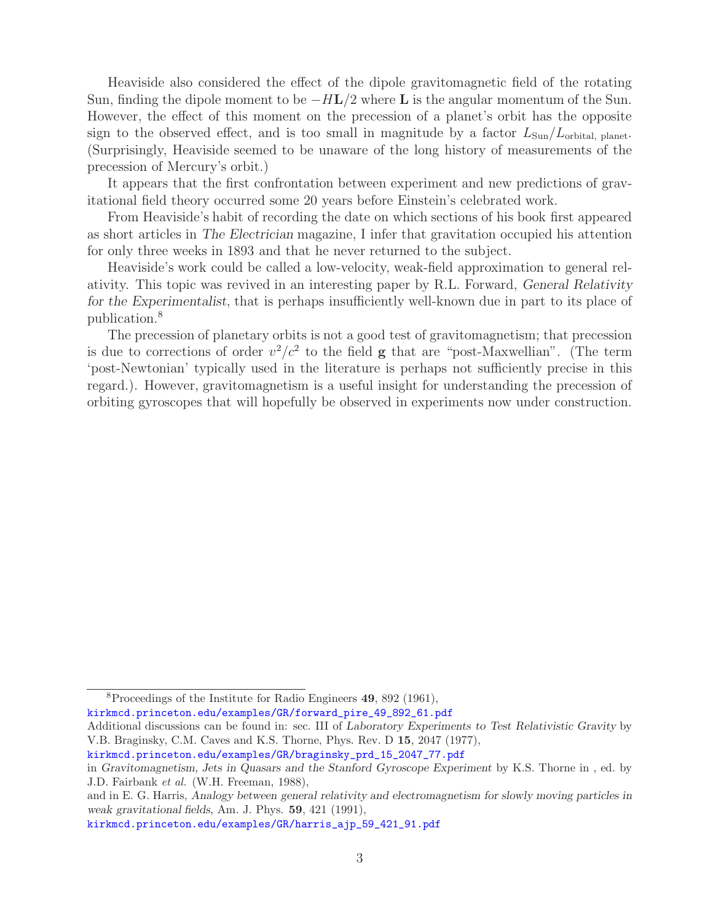Heaviside also considered the effect of the dipole gravitomagnetic field of the rotating Sun, finding the dipole moment to be $-H\mathbf{L}/2$ where $\mathbf{L}$ is the angular momentum of the Sun. However, the effect of this moment on the precession of a planet's orbit has the opposite sign to the observed effect, and is too small in magnitude by a factor $L_{\rm Sun}/L_{\rm orbital,\ planet}$. (Surprisingly, Heaviside seemed to be unaware of the long history of measurements of the precession of Mercury's orbit.)

It appears that the first confrontation between experiment and new predictions of gravitational field theory occurred some 20 years before Einstein's celebrated work.

From Heaviside's habit of recording the date on which sections of his book first appeared as short articles in *The Electrician* magazine, I infer that gravitation occupied his attention for only three weeks in 1893 and that he never returned to the subject.

Heaviside's work could be called a low-velocity, weak-field approximation to general relativity. This topic was revived in an interesting paper by R.L. Forward, *General Relativity for the Experimentalist*, that is perhaps insufficiently well-known due in part to its place of publication.[8]

The precession of planetary orbits is not a good test of gravitomagnetism; that precession is due to corrections of order $v^2/c^2$ to the field $\mathbf{g}$ that are "post-Maxwellian". (The term 'post-Newtonian' typically used in the literature is perhaps not sufficiently precise in this regard.). However, gravitomagnetism is a useful insight for understanding the precession of orbiting gyroscopes that will hopefully be observed in experiments now under construction.

---

[8] Proceedings of the Institute for Radio Engineers **49**, 892 (1961),
kirkmcd.princeton.edu/examples/GR/forward_pire_49_892_61.pdf
Additional discussions can be found in: sec. III of *Laboratory Experiments to Test Relativistic Gravity* by V.B. Braginsky, C.M. Caves and K.S. Thorne, Phys. Rev. D **15**, 2047 (1977),
kirkmcd.princeton.edu/examples/GR/braginsky_prd_15_2047_77.pdf
in *Gravitomagnetism, Jets in Quasars and the Stanford Gyroscope Experiment* by K.S. Thorne in , ed. by J.D. Fairbank *et al.* (W.H. Freeman, 1988),
and in E. G. Harris, *Analogy between general relativity and electromagnetism for slowly moving particles in weak gravitational fields*, Am. J. Phys. **59**, 421 (1991),
kirkmcd.princeton.edu/examples/GR/harris_ajp_59_421_91.pdf